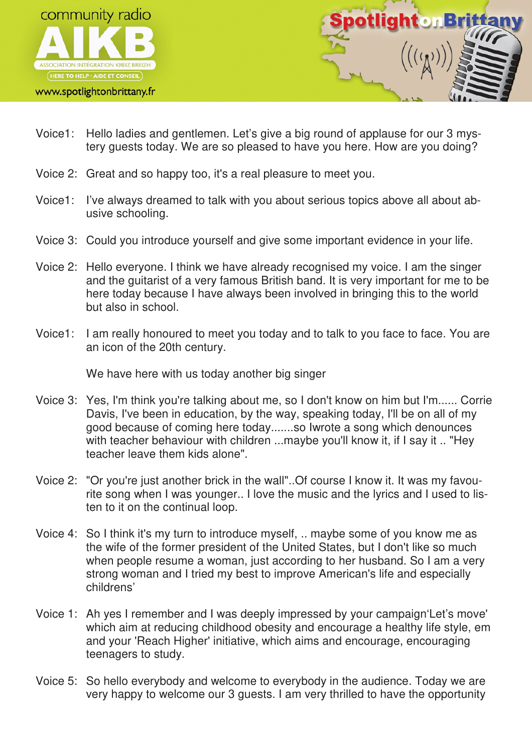Voice1: Hello ladies and gentlemen. Let's give a big round of applause for our 3 mystery guests today. We are so pleased to have you here. How are you doing?

Voice 2: Great and so happy too, it's a real pleasure to meet you.

Voice1: I've always dreamed to talk with you about serious topics above all about abusive schooling.

Voice 3: Could you introduce yourself and give some important evidence in your life.

Voice 2: Hello everyone. I think we have already recognised my voice. I am the singer and the guitarist of a very famous British band. It is very important for me to be here today because I have always been involved in bringing this to the world but also in school.

Voice1: I am really honoured to meet you today and to talk to you face to face. You are an icon of the 20th century.

We have here with us today another big singer

Voice 3: Yes, I'm think you're talking about me, so I don't know on him but I'm...... Corrie Davis, I've been in education, by the way, speaking today, I'll be on all of my good because of coming here today.......so Iwrote a song which denounces with teacher behaviour with children ...maybe you'll know it, if I say it .. "Hey teacher leave them kids alone".

Voice 2: "Or you're just another brick in the wall"..Of course I know it. It was my favourite song when I was younger.. I love the music and the lyrics and I used to listen to it on the continual loop.

Voice 4: So I think it's my turn to introduce myself, .. maybe some of you know me as the wife of the former president of the United States, but I don't like so much when people resume a woman, just according to her husband. So I am a very strong woman and I tried my best to improve American's life and especially childrens'

Voice 1: Ah yes I remember and I was deeply impressed by your campaign'Let's move' which aim at reducing childhood obesity and encourage a healthy life style, em and your 'Reach Higher' initiative, which aims and encourage, encouraging teenagers to study.

Voice 5: So hello everybody and welcome to everybody in the audience. Today we are very happy to welcome our 3 guests. I am very thrilled to have the opportunity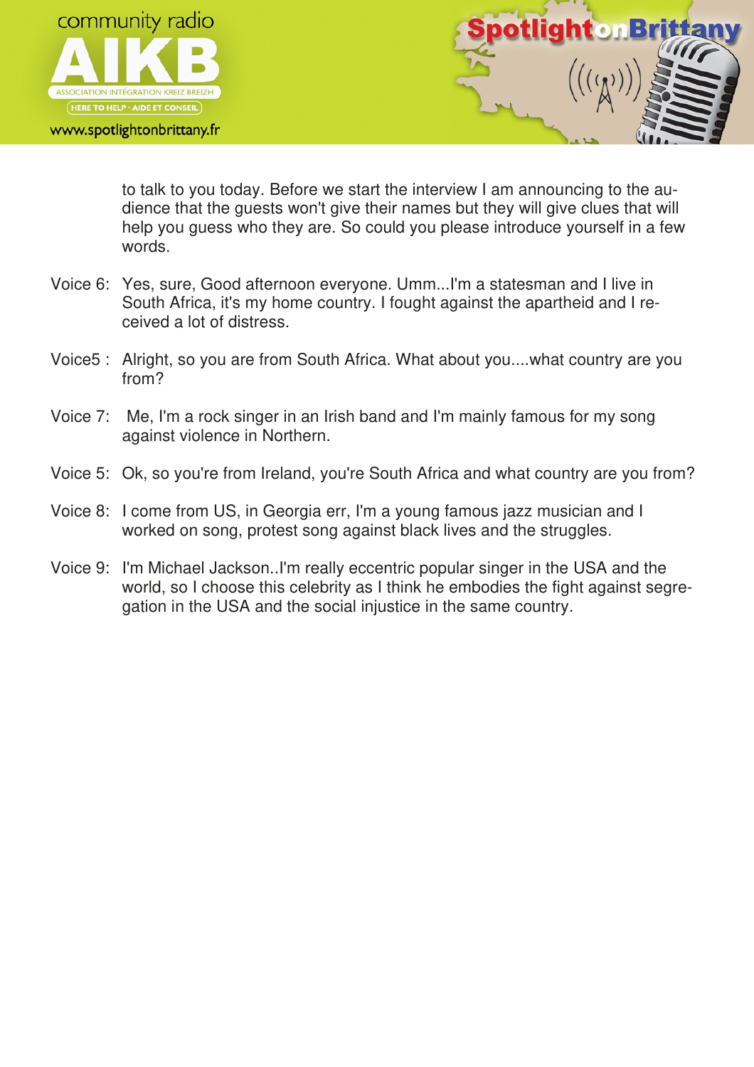to talk to you today. Before we start the interview I am announcing to the audience that the guests won't give their names but they will give clues that will help you guess who they are. So could you please introduce yourself in a few words.

Voice 6: Yes, sure, Good afternoon everyone. Umm...I'm a statesman and I live in South Africa, it's my home country. I fought against the apartheid and I received a lot of distress.

Voice5 : Alright, so you are from South Africa. What about you....what country are you from?

Voice 7: Me, I'm a rock singer in an Irish band and I'm mainly famous for my song against violence in Northern.

Voice 5: Ok, so you're from Ireland, you're South Africa and what country are you from?

Voice 8: I come from US, in Georgia err, I'm a young famous jazz musician and I worked on song, protest song against black lives and the struggles.

Voice 9: I'm Michael Jackson..I'm really eccentric popular singer in the USA and the world, so I choose this celebrity as I think he embodies the fight against segregation in the USA and the social injustice in the same country.